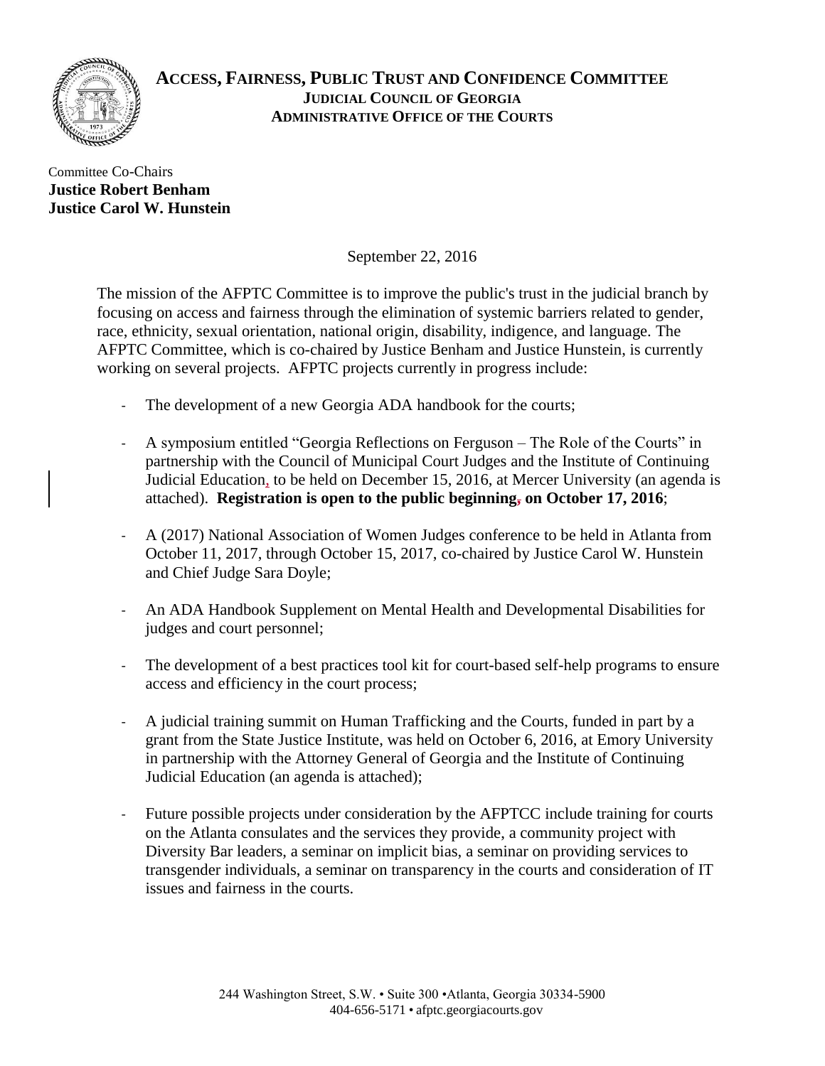# ACCESS, FAIRNESS, PUBLIC TRUST AND CONFIDENCE COMMITTEE

## JUDICIAL COUNCIL OF GEORGIA

## ADMINISTRATIVE OFFICE OF THE COURTS

Committee Co-Chairs
**Justice Robert Benham**
**Justice Carol W. Hunstein**

September 22, 2016

The mission of the AFPTC Committee is to improve the public's trust in the judicial branch by focusing on access and fairness through the elimination of systemic barriers related to gender, race, ethnicity, sexual orientation, national origin, disability, indigence, and language. The AFPTC Committee, which is co-chaired by Justice Benham and Justice Hunstein, is currently working on several projects. AFPTC projects currently in progress include:

- The development of a new Georgia ADA handbook for the courts;
- A symposium entitled "Georgia Reflections on Ferguson – The Role of the Courts" in partnership with the Council of Municipal Court Judges and the Institute of Continuing Judicial Education, to be held on December 15, 2016, at Mercer University (an agenda is attached). **Registration is open to the public beginning, on October 17, 2016**;
- A (2017) National Association of Women Judges conference to be held in Atlanta from October 11, 2017, through October 15, 2017, co-chaired by Justice Carol W. Hunstein and Chief Judge Sara Doyle;
- An ADA Handbook Supplement on Mental Health and Developmental Disabilities for judges and court personnel;
- The development of a best practices tool kit for court-based self-help programs to ensure access and efficiency in the court process;
- A judicial training summit on Human Trafficking and the Courts, funded in part by a grant from the State Justice Institute, was held on October 6, 2016, at Emory University in partnership with the Attorney General of Georgia and the Institute of Continuing Judicial Education (an agenda is attached);
- Future possible projects under consideration by the AFPTCC include training for courts on the Atlanta consulates and the services they provide, a community project with Diversity Bar leaders, a seminar on implicit bias, a seminar on providing services to transgender individuals, a seminar on transparency in the courts and consideration of IT issues and fairness in the courts.

244 Washington Street, S.W. • Suite 300 •Atlanta, Georgia 30334-5900
404-656-5171 • afptc.georgiacourts.gov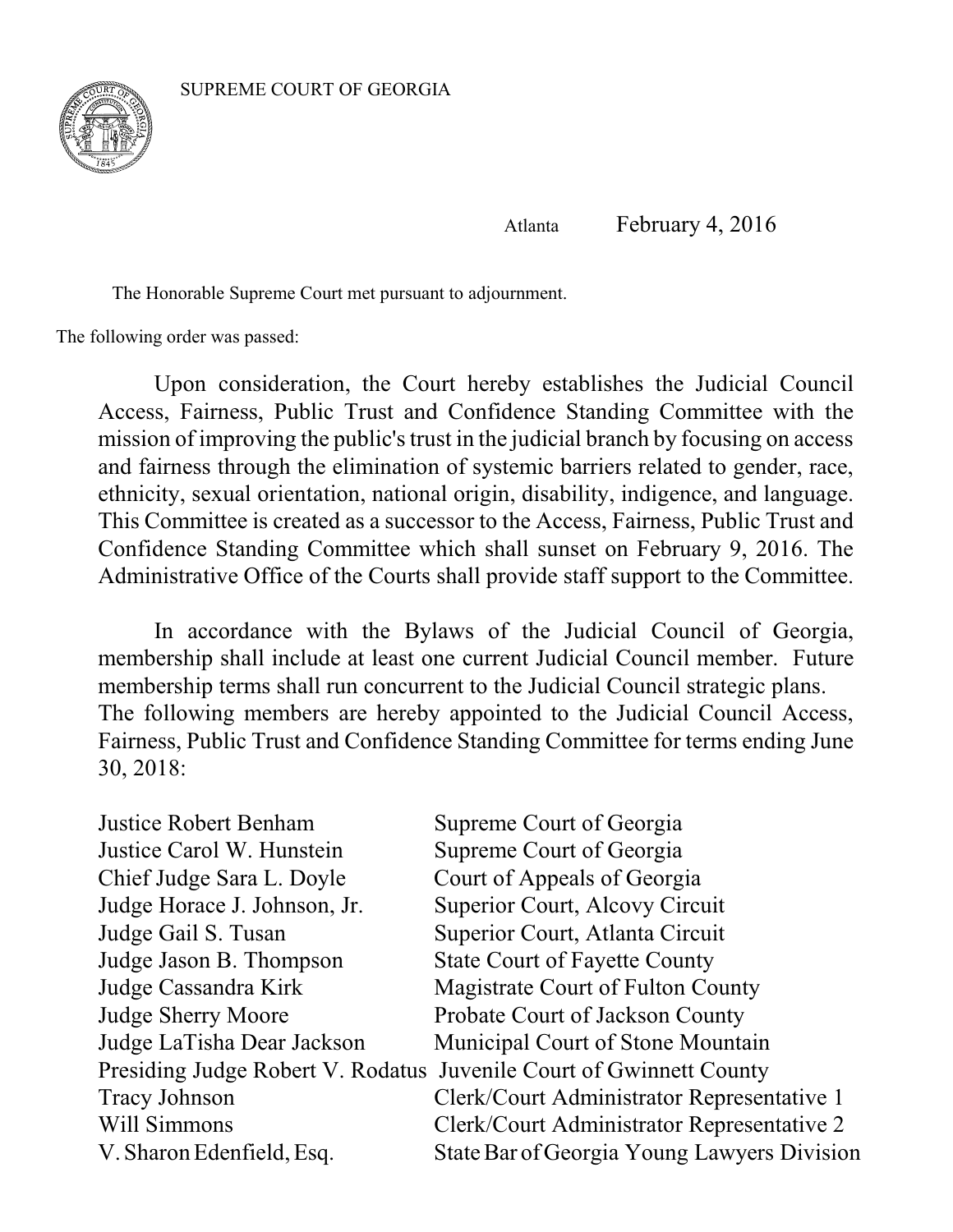SUPREME COURT OF GEORGIA

Atlanta February 4, 2016

The Honorable Supreme Court met pursuant to adjournment.

The following order was passed:

Upon consideration, the Court hereby establishes the Judicial Council Access, Fairness, Public Trust and Confidence Standing Committee with the mission of improving the public's trust in the judicial branch by focusing on access and fairness through the elimination of systemic barriers related to gender, race, ethnicity, sexual orientation, national origin, disability, indigence, and language. This Committee is created as a successor to the Access, Fairness, Public Trust and Confidence Standing Committee which shall sunset on February 9, 2016. The Administrative Office of the Courts shall provide staff support to the Committee.

In accordance with the Bylaws of the Judicial Council of Georgia, membership shall include at least one current Judicial Council member. Future membership terms shall run concurrent to the Judicial Council strategic plans. The following members are hereby appointed to the Judicial Council Access, Fairness, Public Trust and Confidence Standing Committee for terms ending June 30, 2018:

| | |
|---|---|
| Justice Robert Benham | Supreme Court of Georgia |
| Justice Carol W. Hunstein | Supreme Court of Georgia |
| Chief Judge Sara L. Doyle | Court of Appeals of Georgia |
| Judge Horace J. Johnson, Jr. | Superior Court, Alcovy Circuit |
| Judge Gail S. Tusan | Superior Court, Atlanta Circuit |
| Judge Jason B. Thompson | State Court of Fayette County |
| Judge Cassandra Kirk | Magistrate Court of Fulton County |
| Judge Sherry Moore | Probate Court of Jackson County |
| Judge LaTisha Dear Jackson | Municipal Court of Stone Mountain |
| Presiding Judge Robert V. Rodatus | Juvenile Court of Gwinnett County |
| Tracy Johnson | Clerk/Court Administrator Representative 1 |
| Will Simmons | Clerk/Court Administrator Representative 2 |
| V. Sharon Edenfield, Esq. | State Bar of Georgia Young Lawyers Division |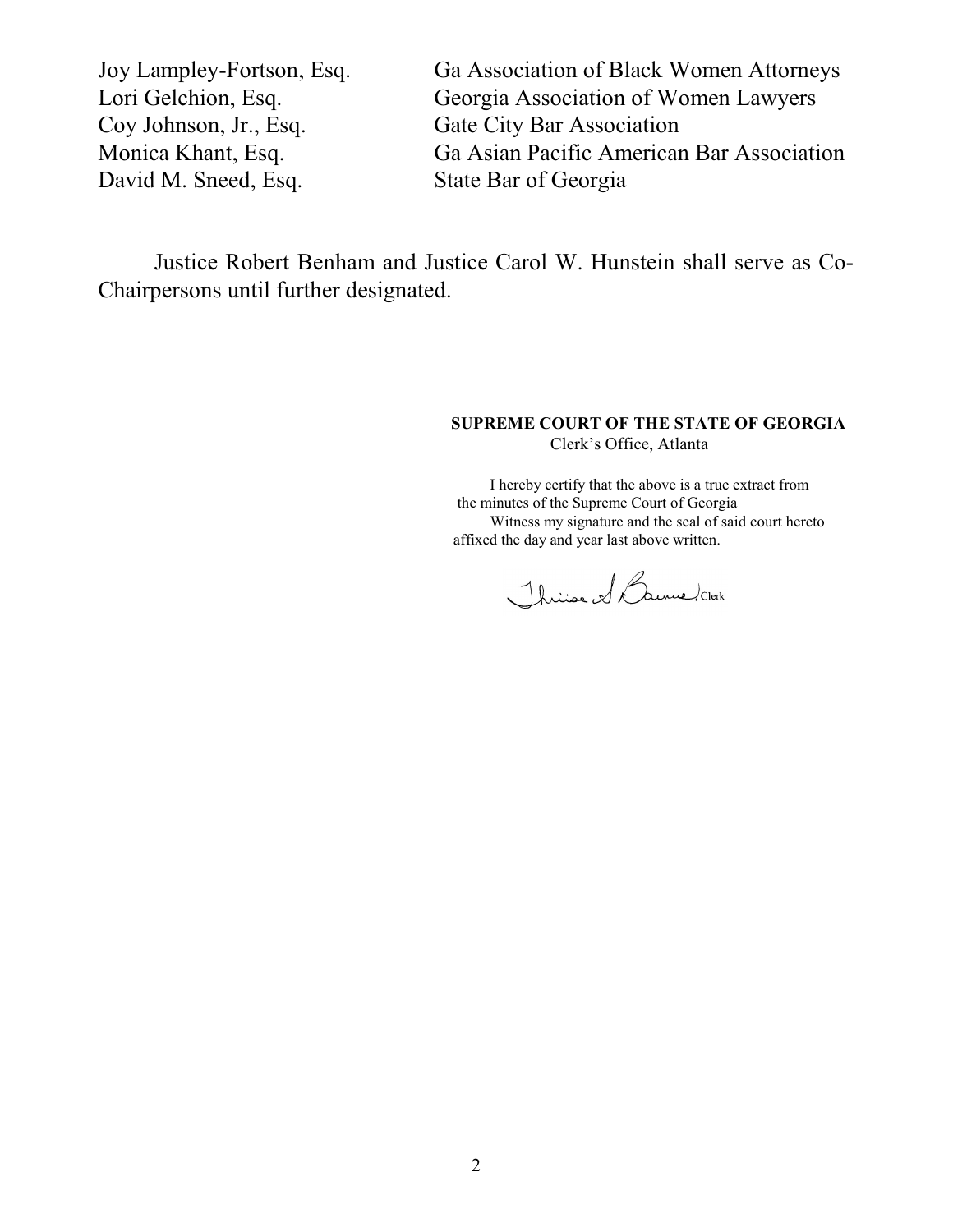| | |
|---|---|
| Joy Lampley-Fortson, Esq. | Ga Association of Black Women Attorneys |
| Lori Gelchion, Esq. | Georgia Association of Women Lawyers |
| Coy Johnson, Jr., Esq. | Gate City Bar Association |
| Monica Khant, Esq. | Ga Asian Pacific American Bar Association |
| David M. Sneed, Esq. | State Bar of Georgia |

Justice Robert Benham and Justice Carol W. Hunstein shall serve as Co-Chairpersons until further designated.

**SUPREME COURT OF THE STATE OF GEORGIA**
Clerk's Office, Atlanta

I hereby certify that the above is a true extract from the minutes of the Supreme Court of Georgia
Witness my signature and the seal of said court hereto affixed the day and year last above written.

Thérèse S. Barnes, Clerk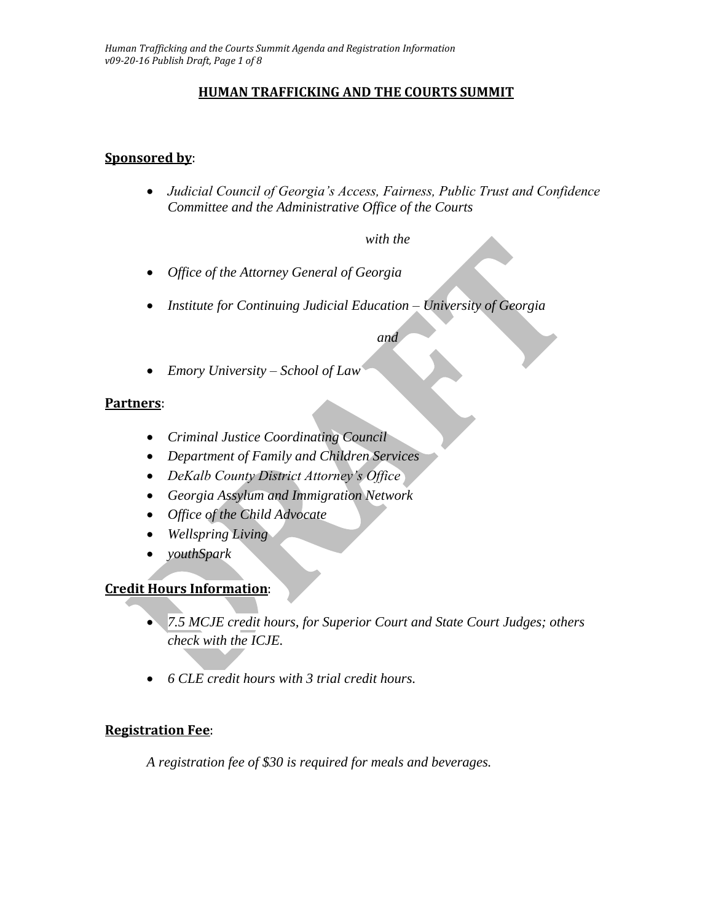# HUMAN TRAFFICKING AND THE COURTS SUMMIT

**Sponsored by**:

- *Judicial Council of Georgia's Access, Fairness, Public Trust and Confidence Committee and the Administrative Office of the Courts*

*with the*

- *Office of the Attorney General of Georgia*
- *Institute for Continuing Judicial Education – University of Georgia*

*and*

- *Emory University – School of Law*

**Partners**:

- *Criminal Justice Coordinating Council*
- *Department of Family and Children Services*
- *DeKalb County District Attorney's Office*
- *Georgia Assylum and Immigration Network*
- *Office of the Child Advocate*
- *Wellspring Living*
- *youthSpark*

**Credit Hours Information**:

- *7.5 MCJE credit hours, for Superior Court and State Court Judges; others check with the ICJE.*
- *6 CLE credit hours with 3 trial credit hours.*

**Registration Fee**:

*A registration fee of $30 is required for meals and beverages.*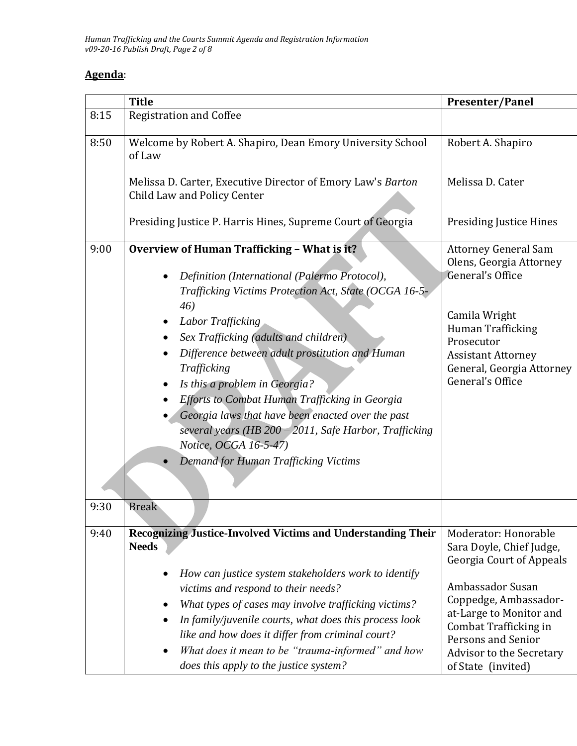**Agenda**:

| | Title | Presenter/Panel |
|---|---|---|
| 8:15 | Registration and Coffee | |
| 8:50 | Welcome by Robert A. Shapiro, Dean Emory University School of Law<br><br>Melissa D. Carter, Executive Director of Emory Law's *Barton* Child Law and Policy Center<br><br>Presiding Justice P. Harris Hines, Supreme Court of Georgia | Robert A. Shapiro<br><br>Melissa D. Cater<br><br>Presiding Justice Hines |
| 9:00 | **Overview of Human Trafficking – What is it?**<br>• *Definition (International (Palermo Protocol), Trafficking Victims Protection Act, State (OCGA 16-5-46)*<br>• *Labor Trafficking*<br>• *Sex Trafficking (adults and children)*<br>• *Difference between adult prostitution and Human Trafficking*<br>• *Is this a problem in Georgia?*<br>• *Efforts to Combat Human Trafficking in Georgia*<br>• *Georgia laws that have been enacted over the past several years (HB 200 – 2011, Safe Harbor, Trafficking Notice, OCGA 16-5-47)*<br>• *Demand for Human Trafficking Victims* | Attorney General Sam Olens, Georgia Attorney General's Office<br><br>Camila Wright Human Trafficking Prosecutor Assistant Attorney General, Georgia Attorney General's Office |
| 9:30 | Break | |
| 9:40 | **Recognizing Justice-Involved Victims and Understanding Their Needs**<br>• *How can justice system stakeholders work to identify victims and respond to their needs?*<br>• *What types of cases may involve trafficking victims?*<br>• *In family/juvenile courts, what does this process look like and how does it differ from criminal court?*<br>• *What does it mean to be "trauma-informed" and how does this apply to the justice system?* | Moderator: Honorable Sara Doyle, Chief Judge, Georgia Court of Appeals<br><br>Ambassador Susan Coppedge, Ambassador-at-Large to Monitor and Combat Trafficking in Persons and Senior Advisor to the Secretary of State (invited) |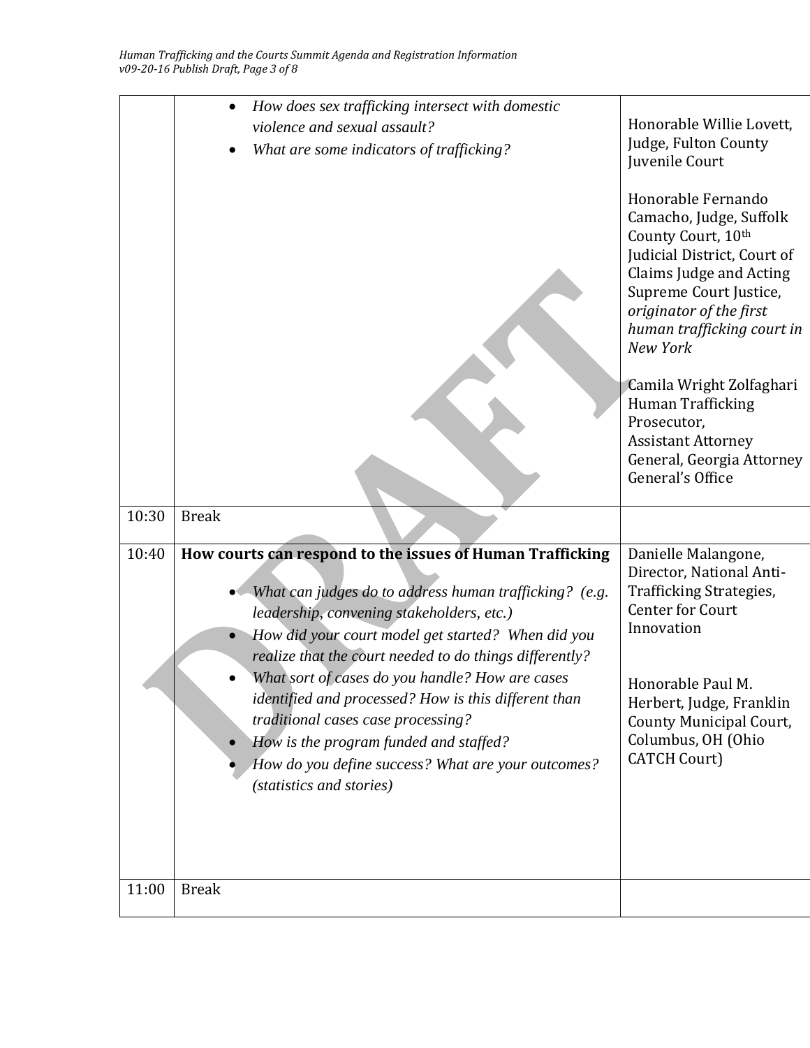| | | |
|---|---|---|
| | • *How does sex trafficking intersect with domestic violence and sexual assault?*<br>• *What are some indicators of trafficking?* | Honorable Willie Lovett, Judge, Fulton County Juvenile Court<br><br>Honorable Fernando Camacho, Judge, Suffolk County Court, 10th Judicial District, Court of Claims Judge and Acting Supreme Court Justice, *originator of the first human trafficking court in New York*<br><br>Camila Wright Zolfaghari Human Trafficking Prosecutor, Assistant Attorney General, Georgia Attorney General's Office |
| 10:30 | Break | |
| 10:40 | **How courts can respond to the issues of Human Trafficking**<br><br>• *What can judges do to address human trafficking? (e.g. leadership, convening stakeholders, etc.)*<br>• *How did your court model get started? When did you realize that the court needed to do things differently?*<br>• *What sort of cases do you handle? How are cases identified and processed? How is this different than traditional cases case processing?*<br>• *How is the program funded and staffed?*<br>• *How do you define success? What are your outcomes? (statistics and stories)* | Danielle Malangone, Director, National Anti-Trafficking Strategies, Center for Court Innovation<br><br>Honorable Paul M. Herbert, Judge, Franklin County Municipal Court, Columbus, OH (Ohio CATCH Court) |
| 11:00 | Break | |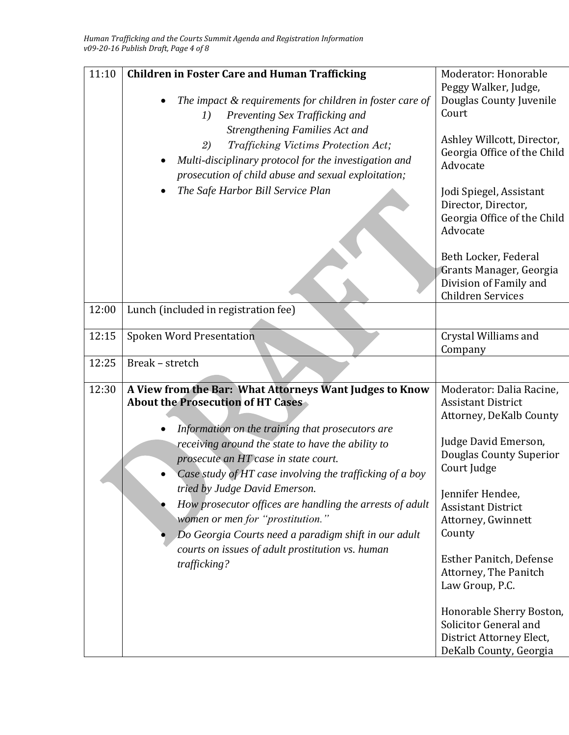| | | |
|---|---|---|
| 11:10 | **Children in Foster Care and Human Trafficking**<br><br>• *The impact & requirements for children in foster care of*<br>&nbsp;&nbsp;&nbsp;&nbsp;*1) Preventing Sex Trafficking and Strengthening Families Act and*<br>&nbsp;&nbsp;&nbsp;&nbsp;*2) Trafficking Victims Protection Act;*<br>• *Multi-disciplinary protocol for the investigation and prosecution of child abuse and sexual exploitation;*<br>• *The Safe Harbor Bill Service Plan* | Moderator: Honorable Peggy Walker, Judge, Douglas County Juvenile Court<br><br>Ashley Willcott, Director, Georgia Office of the Child Advocate<br><br>Jodi Spiegel, Assistant Director, Director, Georgia Office of the Child Advocate<br><br>Beth Locker, Federal Grants Manager, Georgia Division of Family and Children Services |
| 12:00 | Lunch (included in registration fee) | |
| 12:15 | Spoken Word Presentation | Crystal Williams and Company |
| 12:25 | Break – stretch | |
| 12:30 | **A View from the Bar: What Attorneys Want Judges to Know About the Prosecution of HT Cases**<br><br>• *Information on the training that prosecutors are receiving around the state to have the ability to prosecute an HT case in state court.*<br>• *Case study of HT case involving the trafficking of a boy tried by Judge David Emerson.*<br>• *How prosecutor offices are handling the arrests of adult women or men for "prostitution."*<br>• *Do Georgia Courts need a paradigm shift in our adult courts on issues of adult prostitution vs. human trafficking?* | Moderator: Dalia Racine, Assistant District Attorney, DeKalb County<br><br>Judge David Emerson, Douglas County Superior Court Judge<br><br>Jennifer Hendee, Assistant District Attorney, Gwinnett County<br><br>Esther Panitch, Defense Attorney, The Panitch Law Group, P.C.<br><br>Honorable Sherry Boston, Solicitor General and District Attorney Elect, DeKalb County, Georgia |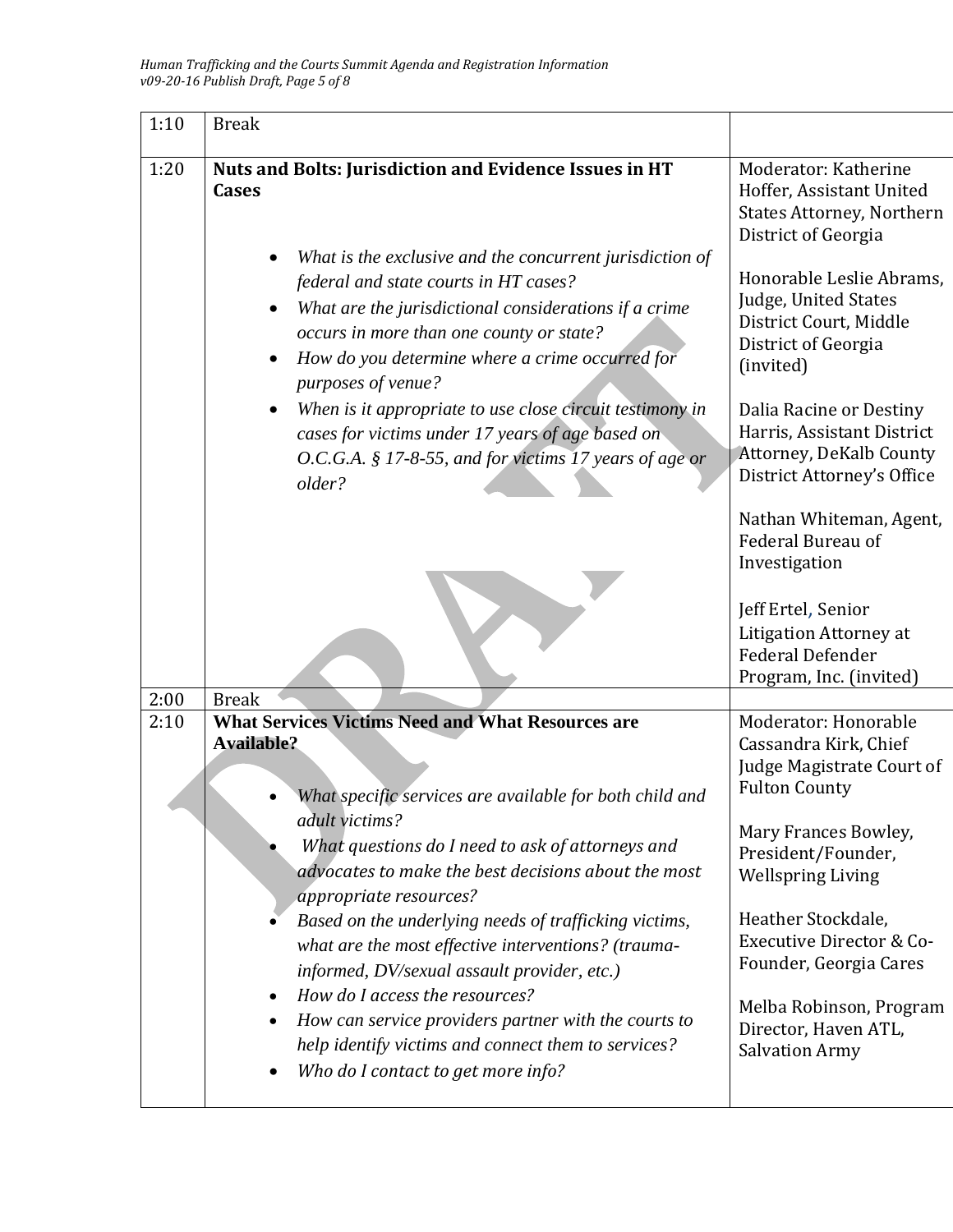| | | |
|---|---|---|
| 1:10 | Break | |
| 1:20 | **Nuts and Bolts: Jurisdiction and Evidence Issues in HT Cases**<br><br>• *What is the exclusive and the concurrent jurisdiction of federal and state courts in HT cases?*<br>• *What are the jurisdictional considerations if a crime occurs in more than one county or state?*<br>• *How do you determine where a crime occurred for purposes of venue?*<br>• *When is it appropriate to use close circuit testimony in cases for victims under 17 years of age based on O.C.G.A. § 17-8-55, and for victims 17 years of age or older?* | Moderator: Katherine Hoffer, Assistant United States Attorney, Northern District of Georgia<br><br>Honorable Leslie Abrams, Judge, United States District Court, Middle District of Georgia (invited)<br><br>Dalia Racine or Destiny Harris, Assistant District Attorney, DeKalb County District Attorney's Office<br><br>Nathan Whiteman, Agent, Federal Bureau of Investigation<br><br>Jeff Ertel, Senior Litigation Attorney at Federal Defender Program, Inc. (invited) |
| 2:00 | Break | |
| 2:10 | **What Services Victims Need and What Resources are Available?**<br><br>• *What specific services are available for both child and adult victims?*<br>• *What questions do I need to ask of attorneys and advocates to make the best decisions about the most appropriate resources?*<br>• *Based on the underlying needs of trafficking victims, what are the most effective interventions? (trauma-informed, DV/sexual assault provider, etc.)*<br>• *How do I access the resources?*<br>• *How can service providers partner with the courts to help identify victims and connect them to services?*<br>• *Who do I contact to get more info?* | Moderator: Honorable Cassandra Kirk, Chief Judge Magistrate Court of Fulton County<br><br>Mary Frances Bowley, President/Founder, Wellspring Living<br><br>Heather Stockdale, Executive Director & Co-Founder, Georgia Cares<br><br>Melba Robinson, Program Director, Haven ATL, Salvation Army |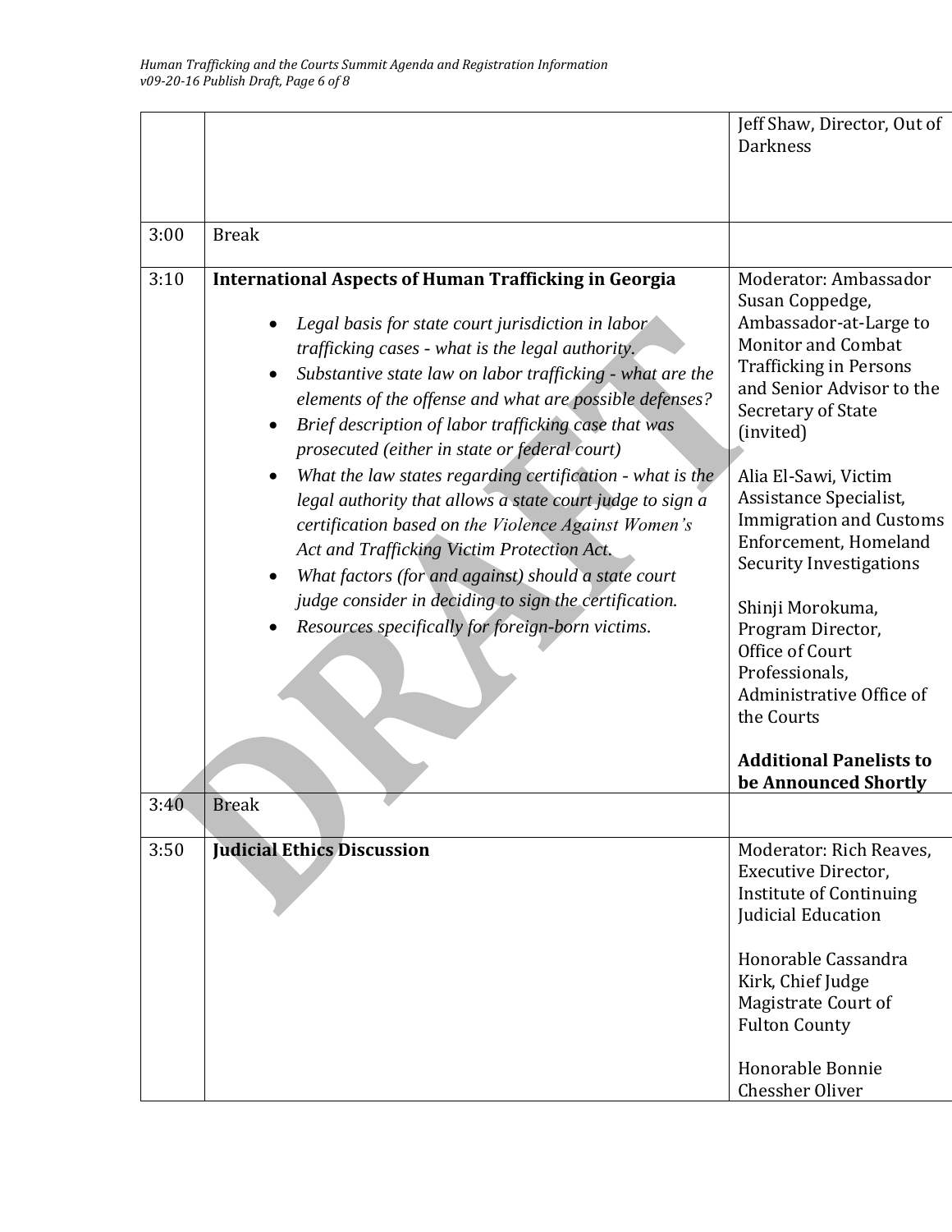| | | |
|---|---|---|
| | | Jeff Shaw, Director, Out of Darkness |
| 3:00 | Break | |
| 3:10 | **International Aspects of Human Trafficking in Georgia**<br>• *Legal basis for state court jurisdiction in labor trafficking cases - what is the legal authority.*<br>• *Substantive state law on labor trafficking - what are the elements of the offense and what are possible defenses?*<br>• *Brief description of labor trafficking case that was prosecuted (either in state or federal court)*<br>• *What the law states regarding certification - what is the legal authority that allows a state court judge to sign a certification based on the Violence Against Women's Act and Trafficking Victim Protection Act.*<br>• *What factors (for and against) should a state court judge consider in deciding to sign the certification.*<br>• *Resources specifically for foreign-born victims.* | Moderator: Ambassador Susan Coppedge, Ambassador-at-Large to Monitor and Combat Trafficking in Persons and Senior Advisor to the Secretary of State (invited)<br><br>Alia El-Sawi, Victim Assistance Specialist, Immigration and Customs Enforcement, Homeland Security Investigations<br><br>Shinji Morokuma, Program Director, Office of Court Professionals, Administrative Office of the Courts<br><br>**Additional Panelists to be Announced Shortly** |
| 3:40 | Break | |
| 3:50 | **Judicial Ethics Discussion** | Moderator: Rich Reaves, Executive Director, Institute of Continuing Judicial Education<br><br>Honorable Cassandra Kirk, Chief Judge Magistrate Court of Fulton County<br><br>Honorable Bonnie Chessher Oliver |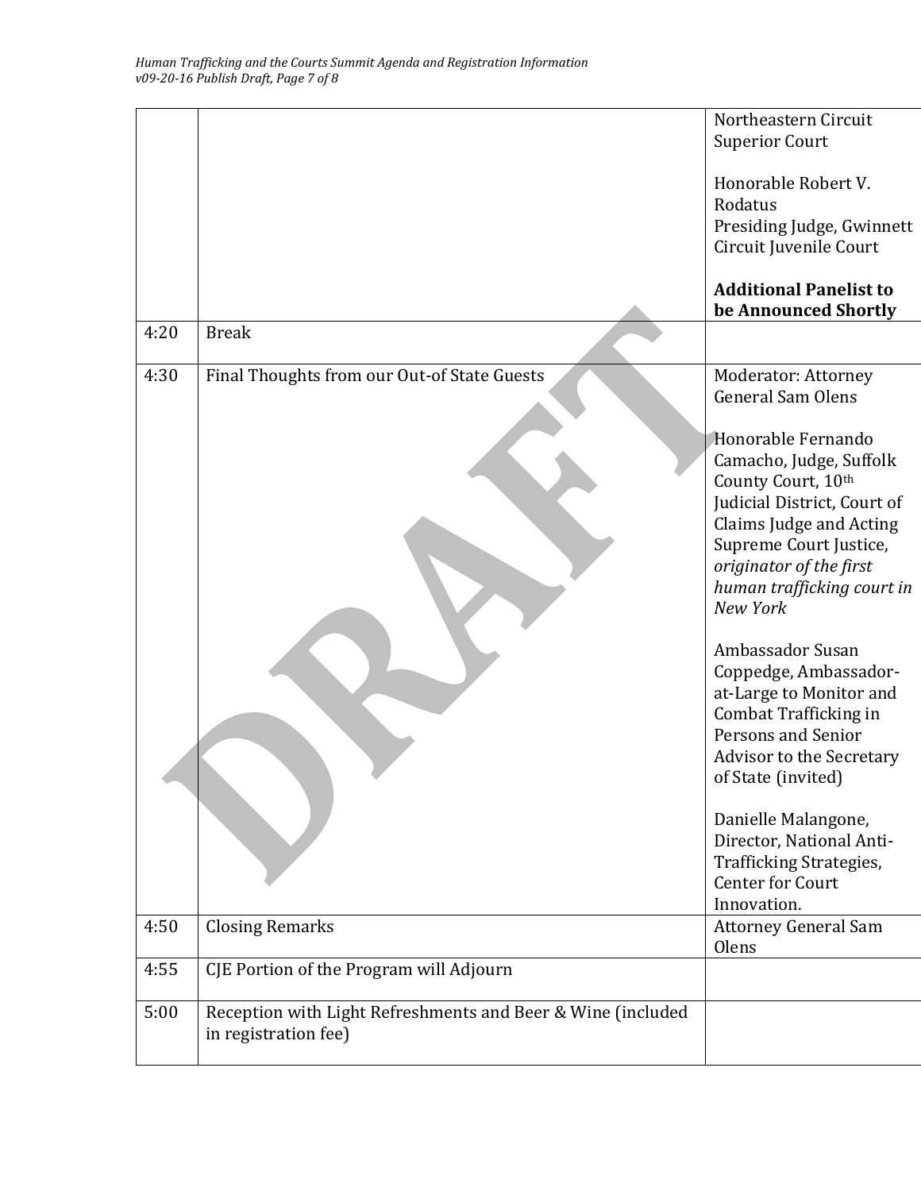| | | |
|---|---|---|
| | | Northeastern Circuit Superior Court<br><br>Honorable Robert V. Rodatus<br>Presiding Judge, Gwinnett Circuit Juvenile Court<br><br>**Additional Panelist to be Announced Shortly** |
| 4:20 | Break | |
| 4:30 | Final Thoughts from our Out-of State Guests | Moderator: Attorney General Sam Olens<br><br>Honorable Fernando Camacho, Judge, Suffolk County Court, 10th Judicial District, Court of Claims Judge and Acting Supreme Court Justice, *originator of the first human trafficking court in New York*<br><br>Ambassador Susan Coppedge, Ambassador-at-Large to Monitor and Combat Trafficking in Persons and Senior Advisor to the Secretary of State (invited)<br><br>Danielle Malangone, Director, National Anti-Trafficking Strategies, Center for Court Innovation. |
| 4:50 | Closing Remarks | Attorney General Sam Olens |
| 4:55 | CJE Portion of the Program will Adjourn | |
| 5:00 | Reception with Light Refreshments and Beer & Wine (included in registration fee) | |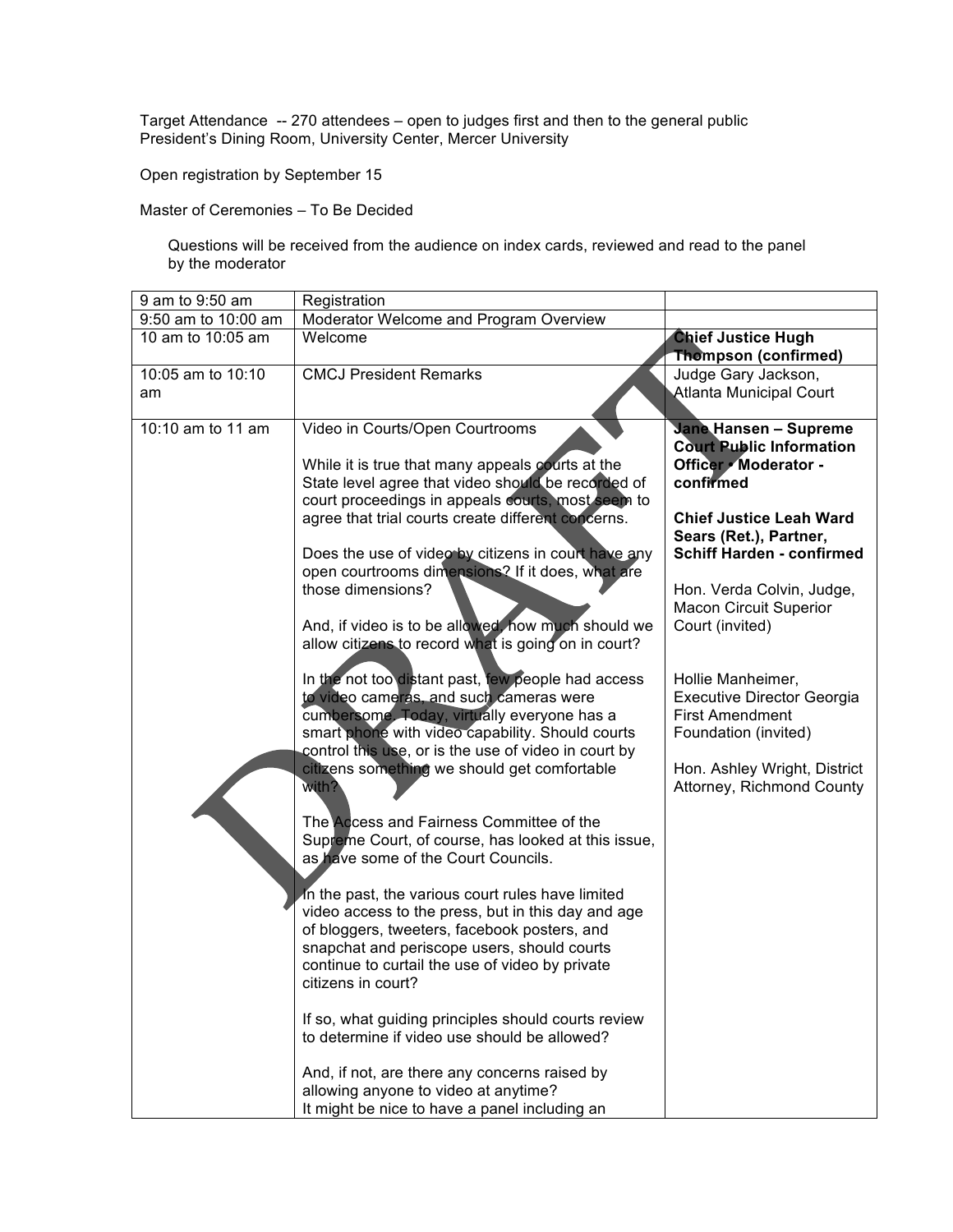Target Attendance -- 270 attendees – open to judges first and then to the general public
President's Dining Room, University Center, Mercer University

Open registration by September 15

Master of Ceremonies – To Be Decided

Questions will be received from the audience on index cards, reviewed and read to the panel by the moderator

| | | |
|---|---|---|
| 9 am to 9:50 am | Registration | |
| 9:50 am to 10:00 am | Moderator Welcome and Program Overview | |
| 10 am to 10:05 am | Welcome | **Chief Justice Hugh Thompson (confirmed)** |
| 10:05 am to 10:10 am | CMCJ President Remarks | Judge Gary Jackson, Atlanta Municipal Court |
| 10:10 am to 11 am | Video in Courts/Open Courtrooms<br><br>While it is true that many appeals courts at the State level agree that video should be recorded of court proceedings in appeals courts, most seem to agree that trial courts create different concerns.<br><br>Does the use of video by citizens in court have any open courtrooms dimensions? If it does, what are those dimensions?<br><br>And, if video is to be allowed, how much should we allow citizens to record what is going on in court?<br><br>In the not too distant past, few people had access to video cameras, and such cameras were cumbersome. Today, virtually everyone has a smart phone with video capability. Should courts control this use, or is the use of video in court by citizens something we should get comfortable with?<br><br>The Access and Fairness Committee of the Supreme Court, of course, has looked at this issue, as have some of the Court Councils.<br><br>In the past, the various court rules have limited video access to the press, but in this day and age of bloggers, tweeters, facebook posters, and snapchat and periscope users, should courts continue to curtail the use of video by private citizens in court?<br><br>If so, what guiding principles should courts review to determine if video use should be allowed?<br><br>And, if not, are there any concerns raised by allowing anyone to video at anytime?<br>It might be nice to have a panel including an | **Jane Hansen – Supreme Court Public Information Officer • Moderator - confirmed**<br><br>**Chief Justice Leah Ward Sears (Ret.), Partner, Schiff Harden - confirmed**<br><br>Hon. Verda Colvin, Judge, Macon Circuit Superior Court (invited)<br><br>Hollie Manheimer, Executive Director Georgia First Amendment Foundation (invited)<br><br>Hon. Ashley Wright, District Attorney, Richmond County |

DRAFT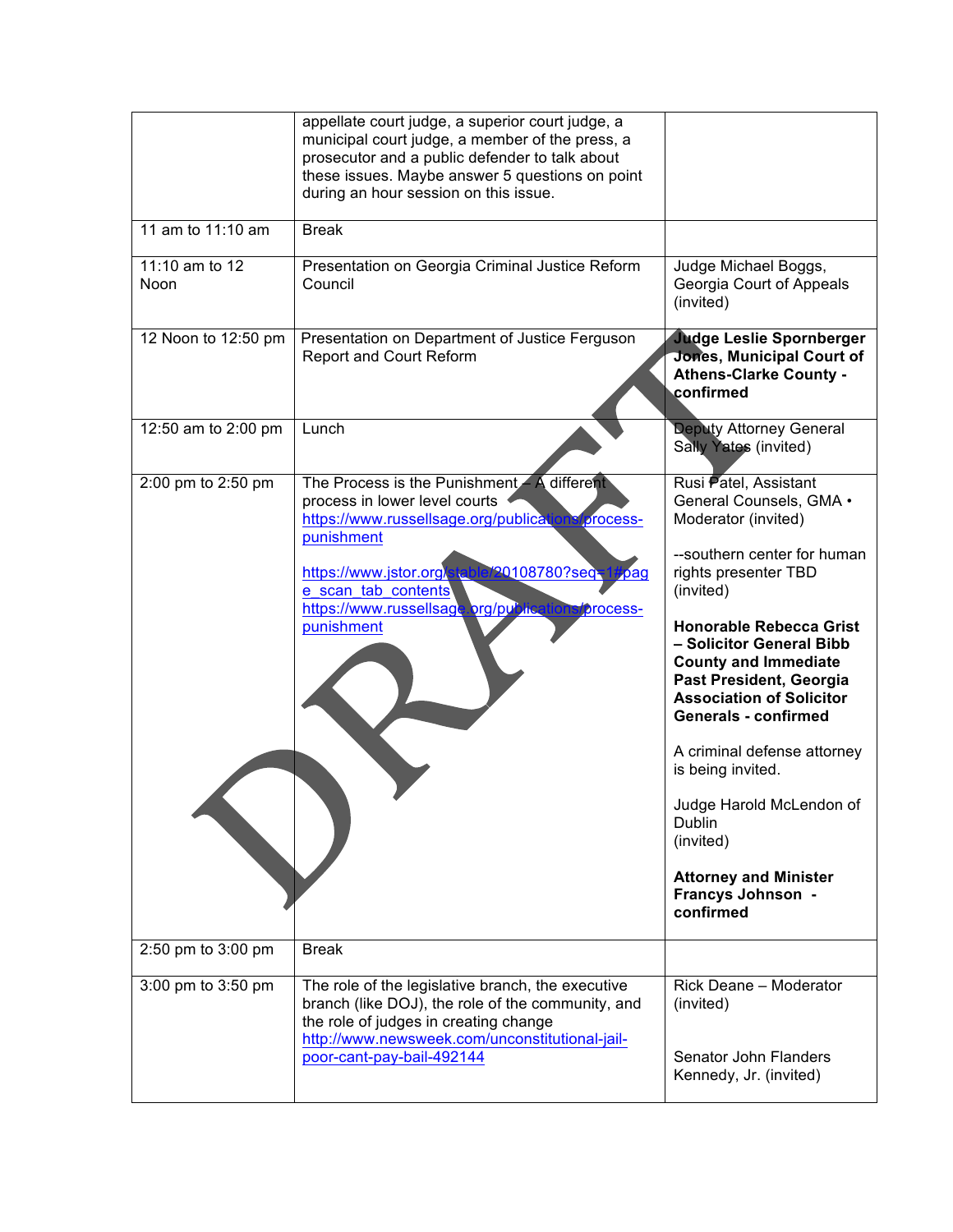| | | |
|---|---|---|
| | appellate court judge, a superior court judge, a municipal court judge, a member of the press, a prosecutor and a public defender to talk about these issues. Maybe answer 5 questions on point during an hour session on this issue. | |
| 11 am to 11:10 am | Break | |
| 11:10 am to 12 Noon | Presentation on Georgia Criminal Justice Reform Council | Judge Michael Boggs, Georgia Court of Appeals (invited) |
| 12 Noon to 12:50 pm | Presentation on Department of Justice Ferguson Report and Court Reform | **Judge Leslie Spornberger Jones, Municipal Court of Athens-Clarke County - confirmed** |
| 12:50 am to 2:00 pm | Lunch | Deputy Attorney General Sally Yates (invited) |
| 2:00 pm to 2:50 pm | The Process is the Punishment – A different process in lower level courts<br>https://www.russellsage.org/publications/process-punishment<br><br>https://www.jstor.org/stable/20108780?seq=1#page_scan_tab_contents<br>https://www.russellsage.org/publications/process-punishment | Rusi Patel, Assistant General Counsels, GMA • Moderator (invited)<br><br>--southern center for human rights presenter TBD (invited)<br><br>**Honorable Rebecca Grist – Solicitor General Bibb County and Immediate Past President, Georgia Association of Solicitor Generals - confirmed**<br><br>A criminal defense attorney is being invited.<br><br>Judge Harold McLendon of Dublin (invited)<br><br>**Attorney and Minister Francys Johnson - confirmed** |
| 2:50 pm to 3:00 pm | Break | |
| 3:00 pm to 3:50 pm | The role of the legislative branch, the executive branch (like DOJ), the role of the community, and the role of judges in creating change<br>http://www.newsweek.com/unconstitutional-jail-poor-cant-pay-bail-492144 | Rick Deane – Moderator (invited)<br><br>Senator John Flanders Kennedy, Jr. (invited) |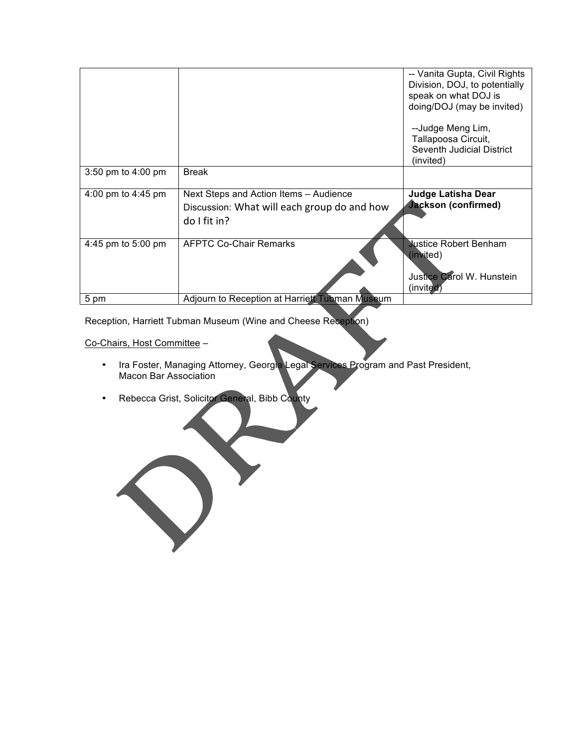| | | |
|---|---|---|
| | | -- Vanita Gupta, Civil Rights Division, DOJ, to potentially speak on what DOJ is doing/DOJ (may be invited)<br><br>--Judge Meng Lim, Tallapoosa Circuit, Seventh Judicial District (invited) |
| 3:50 pm to 4:00 pm | Break | |
| 4:00 pm to 4:45 pm | Next Steps and Action Items – Audience Discussion: What will each group do and how do I fit in? | **Judge Latisha Dear Jackson (confirmed)** |
| 4:45 pm to 5:00 pm | AFPTC Co-Chair Remarks | Justice Robert Benham (invited)<br><br>Justice Carol W. Hunstein (invited) |
| 5 pm | Adjourn to Reception at Harriett Tubman Museum | |

Reception, Harriett Tubman Museum (Wine and Cheese Reception)

<u>Co-Chairs, Host Committee</u> –

- Ira Foster, Managing Attorney, Georgia Legal Services Program and Past President, Macon Bar Association
- Rebecca Grist, Solicitor General, Bibb County